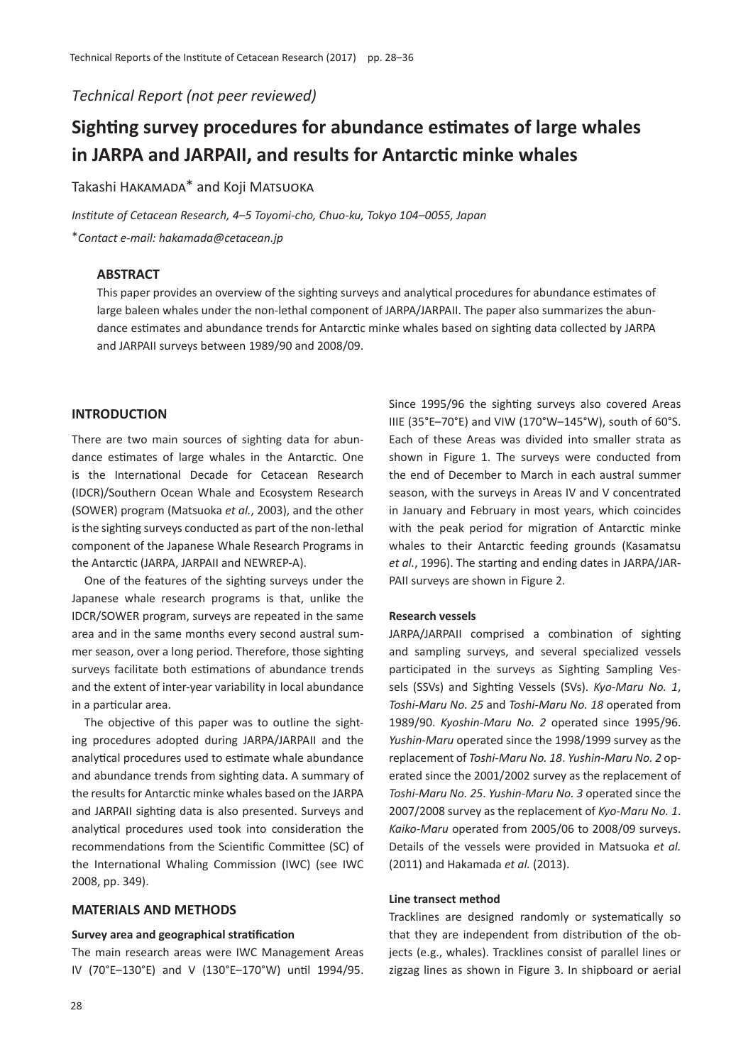*Technical Report (not peer reviewed)*

# Sighting survey procedures for abundance estimates of large whales in JARPA and JARPAII, and results for Antarctic minke whales

Takashi HAKAMADA* and Koji MATSUOKA

*Institute of Cetacean Research, 4–5 Toyomi-cho, Chuo-ku, Tokyo 104–0055, Japan*

**Contact e-mail: hakamada@cetacean.jp*

## ABSTRACT

This paper provides an overview of the sighting surveys and analytical procedures for abundance estimates of large baleen whales under the non-lethal component of JARPA/JARPAII. The paper also summarizes the abundance estimates and abundance trends for Antarctic minke whales based on sighting data collected by JARPA and JARPAII surveys between 1989/90 and 2008/09.

## INTRODUCTION

There are two main sources of sighting data for abundance estimates of large whales in the Antarctic. One is the International Decade for Cetacean Research (IDCR)/Southern Ocean Whale and Ecosystem Research (SOWER) program (Matsuoka *et al.*, 2003), and the other is the sighting surveys conducted as part of the non-lethal component of the Japanese Whale Research Programs in the Antarctic (JARPA, JARPAII and NEWREP-A).

One of the features of the sighting surveys under the Japanese whale research programs is that, unlike the IDCR/SOWER program, surveys are repeated in the same area and in the same months every second austral summer season, over a long period. Therefore, those sighting surveys facilitate both estimations of abundance trends and the extent of inter-year variability in local abundance in a particular area.

The objective of this paper was to outline the sighting procedures adopted during JARPA/JARPAII and the analytical procedures used to estimate whale abundance and abundance trends from sighting data. A summary of the results for Antarctic minke whales based on the JARPA and JARPAII sighting data is also presented. Surveys and analytical procedures used took into consideration the recommendations from the Scientific Committee (SC) of the International Whaling Commission (IWC) (see IWC 2008, pp. 349).

## MATERIALS AND METHODS

### Survey area and geographical stratification

The main research areas were IWC Management Areas IV (70°E–130°E) and V (130°E–170°W) until 1994/95. Since 1995/96 the sighting surveys also covered Areas IIIE (35°E–70°E) and VIW (170°W–145°W), south of 60°S. Each of these Areas was divided into smaller strata as shown in Figure 1. The surveys were conducted from the end of December to March in each austral summer season, with the surveys in Areas IV and V concentrated in January and February in most years, which coincides with the peak period for migration of Antarctic minke whales to their Antarctic feeding grounds (Kasamatsu *et al.*, 1996). The starting and ending dates in JARPA/JARPAII surveys are shown in Figure 2.

### Research vessels

JARPA/JARPAII comprised a combination of sighting and sampling surveys, and several specialized vessels participated in the surveys as Sighting Sampling Vessels (SSVs) and Sighting Vessels (SVs). *Kyo-Maru No. 1*, *Toshi-Maru No. 25* and *Toshi-Maru No. 18* operated from 1989/90. *Kyoshin-Maru No. 2* operated since 1995/96. *Yushin-Maru* operated since the 1998/1999 survey as the replacement of *Toshi-Maru No. 18*. *Yushin-Maru No. 2* operated since the 2001/2002 survey as the replacement of *Toshi-Maru No. 25*. *Yushin-Maru No. 3* operated since the 2007/2008 survey as the replacement of *Kyo-Maru No. 1*. *Kaiko-Maru* operated from 2005/06 to 2008/09 surveys. Details of the vessels were provided in Matsuoka *et al.* (2011) and Hakamada *et al.* (2013).

### Line transect method

Tracklines are designed randomly or systematically so that they are independent from distribution of the objects (e.g., whales). Tracklines consist of parallel lines or zigzag lines as shown in Figure 3. In shipboard or aerial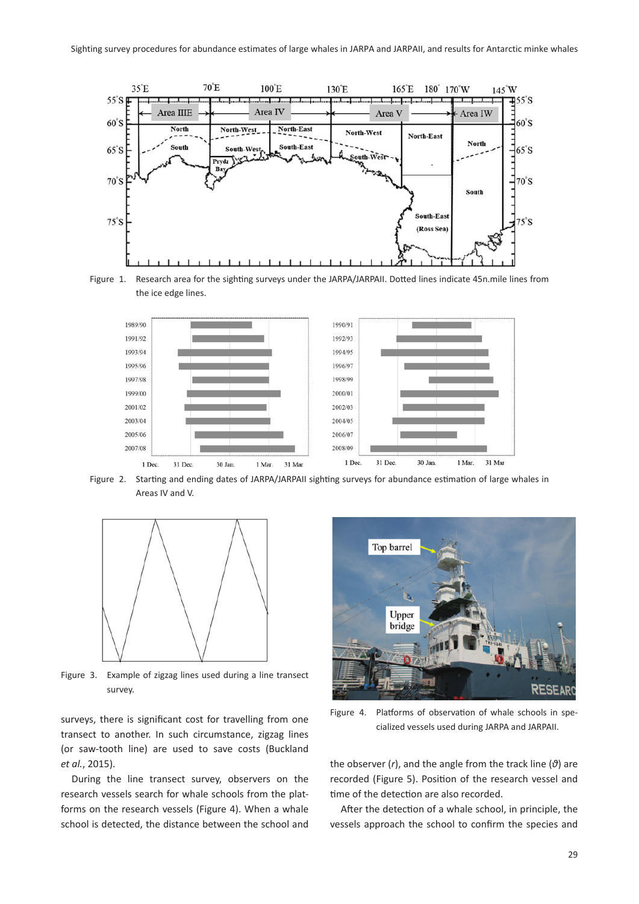Figure 1. Research area for the sighting surveys under the JARPA/JARPAII. Dotted lines indicate 45n.mile lines from the ice edge lines.

Figure 2. Starting and ending dates of JARPA/JARPAII sighting surveys for abundance estimation of large whales in Areas IV and V.

Figure 3. Example of zigzag lines used during a line transect survey.

Figure 4. Platforms of observation of whale schools in specialized vessels used during JARPA and JARPAII.

surveys, there is significant cost for travelling from one transect to another. In such circumstance, zigzag lines (or saw-tooth line) are used to save costs (Buckland *et al.*, 2015).

During the line transect survey, observers on the research vessels search for whale schools from the platforms on the research vessels (Figure 4). When a whale school is detected, the distance between the school and the observer ($r$), and the angle from the track line ($\vartheta$) are recorded (Figure 5). Position of the research vessel and time of the detection are also recorded.

After the detection of a whale school, in principle, the vessels approach the school to confirm the species and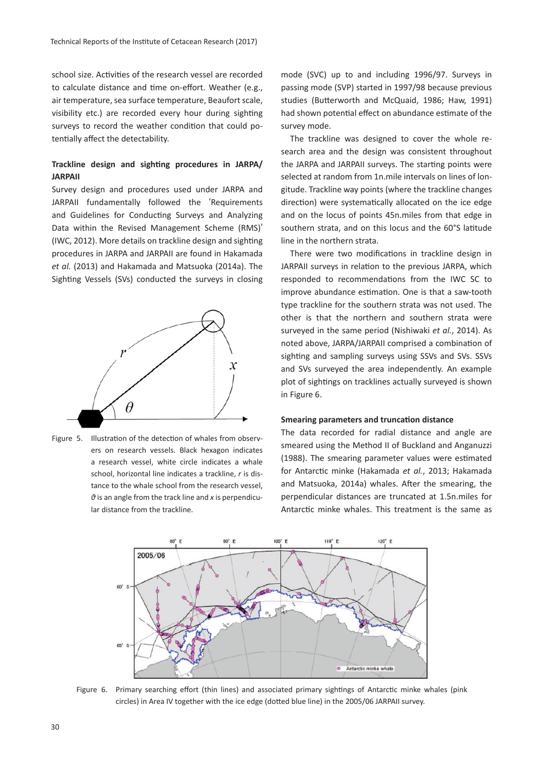school size. Activities of the research vessel are recorded to calculate distance and time on-effort. Weather (e.g., air temperature, sea surface temperature, Beaufort scale, visibility etc.) are recorded every hour during sighting surveys to record the weather condition that could potentially affect the detectability.

### Trackline design and sighting procedures in JARPA/JARPAII

Survey design and procedures used under JARPA and JARPAII fundamentally followed the 'Requirements and Guidelines for Conducting Surveys and Analyzing Data within the Revised Management Scheme (RMS)' (IWC, 2012). More details on trackline design and sighting procedures in JARPA and JARPAII are found in Hakamada *et al.* (2013) and Hakamada and Matsuoka (2014a). The Sighting Vessels (SVs) conducted the surveys in closing mode (SVC) up to and including 1996/97. Surveys in passing mode (SVP) started in 1997/98 because previous studies (Butterworth and McQuaid, 1986; Haw, 1991) had shown potential effect on abundance estimate of the survey mode.

Figure 5. Illustration of the detection of whales from observers on research vessels. Black hexagon indicates a research vessel, white circle indicates a whale school, horizontal line indicates a trackline, $r$ is distance to the whale school from the research vessel, $\vartheta$ is an angle from the track line and $x$ is perpendicular distance from the trackline.

The trackline was designed to cover the whole research area and the design was consistent throughout the JARPA and JARPAII surveys. The starting points were selected at random from 1n.mile intervals on lines of longitude. Trackline way points (where the trackline changes direction) were systematically allocated on the ice edge and on the locus of points 45n.miles from that edge in southern strata, and on this locus and the 60°S latitude line in the northern strata.

There were two modifications in trackline design in JARPAII surveys in relation to the previous JARPA, which responded to recommendations from the IWC SC to improve abundance estimation. One is that a saw-tooth type trackline for the southern strata was not used. The other is that the northern and southern strata were surveyed in the same period (Nishiwaki *et al.*, 2014). As noted above, JARPA/JARPAII comprised a combination of sighting and sampling surveys using SSVs and SVs. SSVs and SVs surveyed the area independently. An example plot of sightings on tracklines actually surveyed is shown in Figure 6.

### Smearing parameters and truncation distance

The data recorded for radial distance and angle are smeared using the Method II of Buckland and Anganuzzi (1988). The smearing parameter values were estimated for Antarctic minke (Hakamada *et al.*, 2013; Hakamada and Matsuoka, 2014a) whales. After the smearing, the perpendicular distances are truncated at 1.5n.miles for Antarctic minke whales. This treatment is the same as

Figure 6. Primary searching effort (thin lines) and associated primary sightings of Antarctic minke whales (pink circles) in Area IV together with the ice edge (dotted blue line) in the 2005/06 JARPAII survey.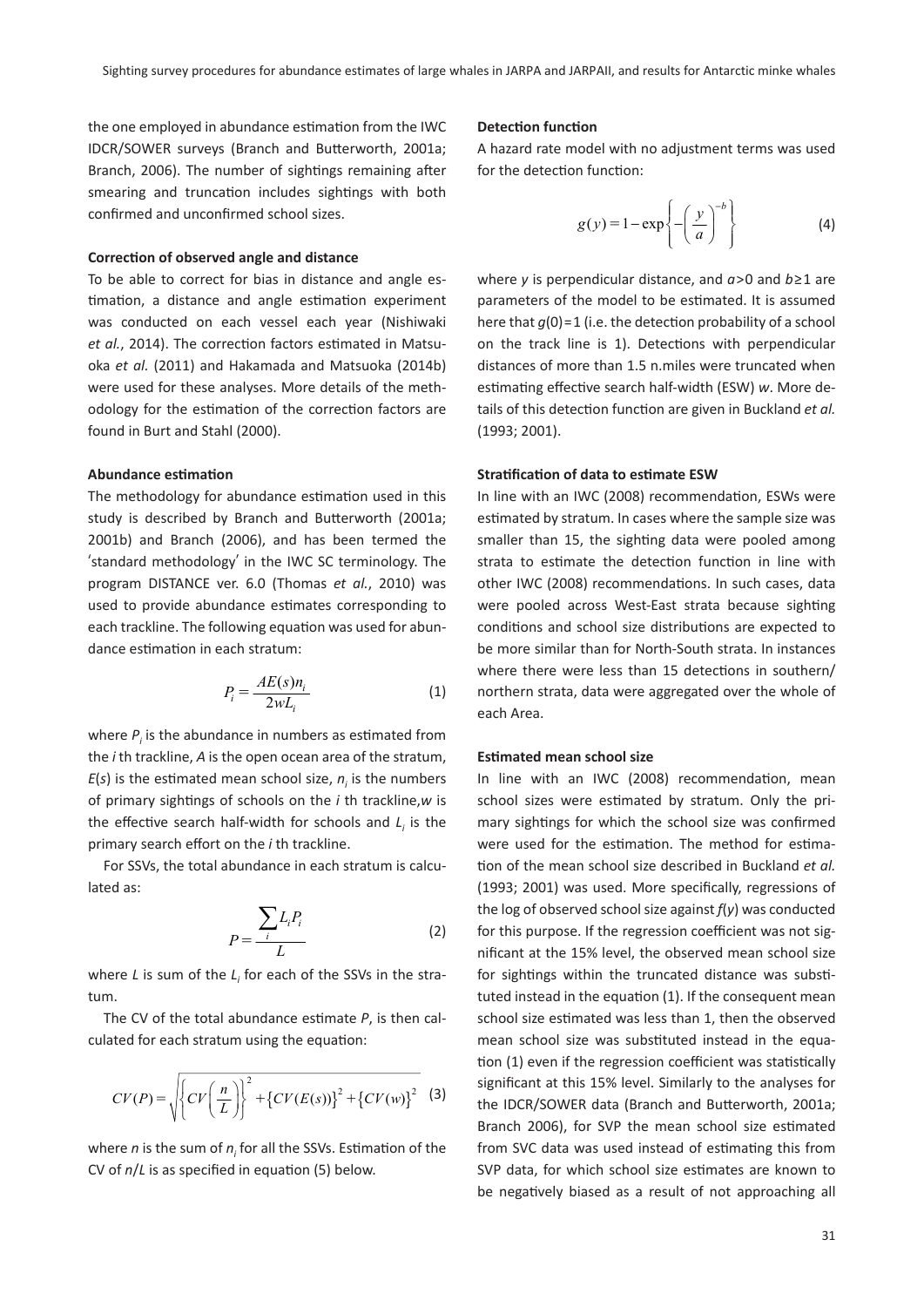the one employed in abundance estimation from the IWC IDCR/SOWER surveys (Branch and Butterworth, 2001a; Branch, 2006). The number of sightings remaining after smearing and truncation includes sightings with both confirmed and unconfirmed school sizes.

### Correction of observed angle and distance

To be able to correct for bias in distance and angle estimation, a distance and angle estimation experiment was conducted on each vessel each year (Nishiwaki *et al.*, 2014). The correction factors estimated in Matsuoka *et al.* (2011) and Hakamada and Matsuoka (2014b) were used for these analyses. More details of the methodology for the estimation of the correction factors are found in Burt and Stahl (2000).

### Abundance estimation

The methodology for abundance estimation used in this study is described by Branch and Butterworth (2001a; 2001b) and Branch (2006), and has been termed the 'standard methodology' in the IWC SC terminology. The program DISTANCE ver. 6.0 (Thomas *et al.*, 2010) was used to provide abundance estimates corresponding to each trackline. The following equation was used for abundance estimation in each stratum:

$$P_i = \frac{AE(s)n_i}{2wL_i} \tag{1}$$

where $P_i$ is the abundance in numbers as estimated from the $i$th trackline, $A$ is the open ocean area of the stratum, $E(s)$ is the estimated mean school size, $n_i$ is the numbers of primary sightings of schools on the $i$ th trackline, $w$ is the effective search half-width for schools and $L_i$ is the primary search effort on the $i$ th trackline.

For SSVs, the total abundance in each stratum is calculated as:

$$P = \frac{\sum_i L_i P_i}{L} \tag{2}$$

where $L$ is sum of the $L_i$ for each of the SSVs in the stratum.

The CV of the total abundance estimate $P$, is then calculated for each stratum using the equation:

$$CV(P) = \sqrt{\left\{CV\left(\frac{n}{L}\right)\right\}^2 + \{CV(E(s))\}^2 + \{CV(w)\}^2} \tag{3}$$

where $n$ is the sum of $n_i$ for all the SSVs. Estimation of the CV of $n/L$ is as specified in equation (5) below.

### Detection function

A hazard rate model with no adjustment terms was used for the detection function:

$$g(y) = 1 - \exp\left\{-\left(\frac{y}{a}\right)^{-b}\right\} \tag{4}$$

where $y$ is perpendicular distance, and $a$>0 and $b$≥1 are parameters of the model to be estimated. It is assumed here that $g(0)=1$ (i.e. the detection probability of a school on the track line is 1). Detections with perpendicular distances of more than 1.5 n.miles were truncated when estimating effective search half-width (ESW) $w$. More details of this detection function are given in Buckland *et al.* (1993; 2001).

### Stratification of data to estimate ESW

In line with an IWC (2008) recommendation, ESWs were estimated by stratum. In cases where the sample size was smaller than 15, the sighting data were pooled among strata to estimate the detection function in line with other IWC (2008) recommendations. In such cases, data were pooled across West-East strata because sighting conditions and school size distributions are expected to be more similar than for North-South strata. In instances where there were less than 15 detections in southern/northern strata, data were aggregated over the whole of each Area.

### Estimated mean school size

In line with an IWC (2008) recommendation, mean school sizes were estimated by stratum. Only the primary sightings for which the school size was confirmed were used for the estimation. The method for estimation of the mean school size described in Buckland *et al.* (1993; 2001) was used. More specifically, regressions of the log of observed school size against $f(y)$ was conducted for this purpose. If the regression coefficient was not significant at the 15% level, the observed mean school size for sightings within the truncated distance was substituted instead in the equation (1). If the consequent mean school size estimated was less than 1, then the observed mean school size was substituted instead in the equation (1) even if the regression coefficient was statistically significant at this 15% level. Similarly to the analyses for the IDCR/SOWER data (Branch and Butterworth, 2001a; Branch 2006), for SVP the mean school size estimated from SVC data was used instead of estimating this from SVP data, for which school size estimates are known to be negatively biased as a result of not approaching all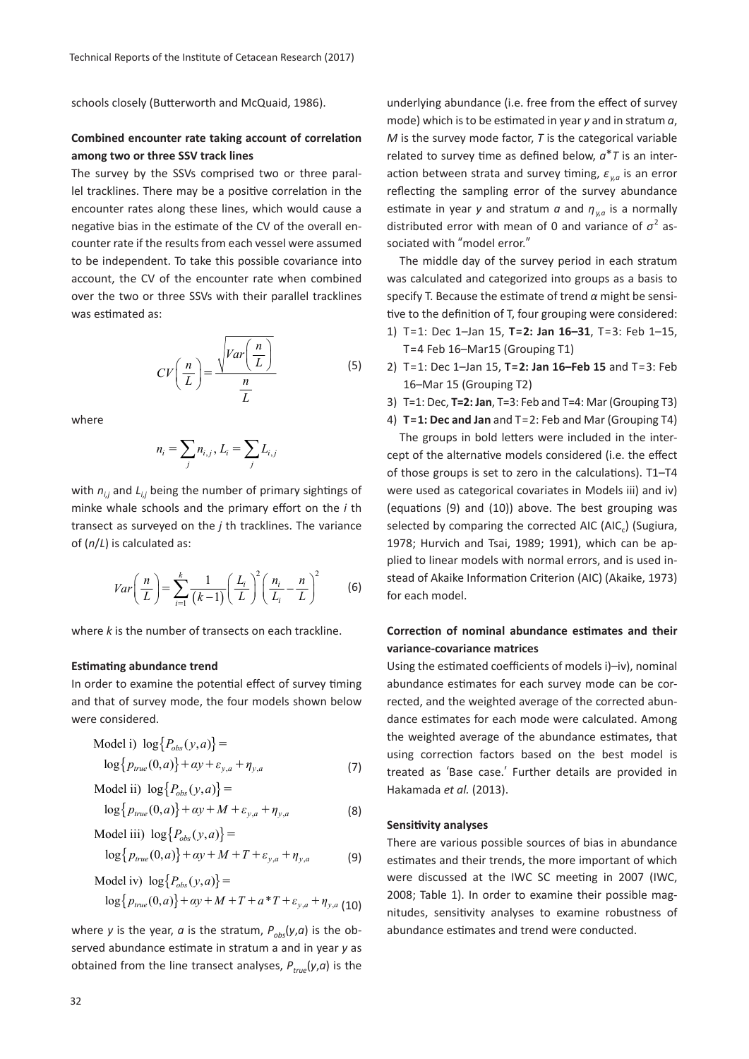schools closely (Butterworth and McQuaid, 1986).

**Combined encounter rate taking account of correlation among two or three SSV track lines**

The survey by the SSVs comprised two or three parallel tracklines. There may be a positive correlation in the encounter rates along these lines, which would cause a negative bias in the estimate of the CV of the overall encounter rate if the results from each vessel were assumed to be independent. To take this possible covariance into account, the CV of the encounter rate when combined over the two or three SSVs with their parallel tracklines was estimated as:

$$CV\left(\frac{n}{L}\right) = \frac{\sqrt{Var\left(\frac{n}{L}\right)}}{\frac{n}{L}} \tag{5}$$

where

$$n_i = \sum_j n_{i,j},\ L_i = \sum_j L_{i,j}$$

with $n_{i,j}$ and $L_{i,j}$ being the number of primary sightings of minke whale schools and the primary effort on the $i$ th transect as surveyed on the $j$ th tracklines. The variance of ($n/L$) is calculated as:

$$Var\left(\frac{n}{L}\right) = \sum_{i=1}^{k} \frac{1}{(k-1)} \left(\frac{L_i}{L}\right)^2 \left(\frac{n_i}{L_i} - \frac{n}{L}\right)^2 \tag{6}$$

where $k$ is the number of transects on each trackline.

**Estimating abundance trend**

In order to examine the potential effect of survey timing and that of survey mode, the four models shown below were considered.

Model i) $\log\{P_{obs}(y,a)\} =$

$$\log\{p_{true}(0,a)\} + \alpha y + \varepsilon_{y,a} + \eta_{y,a} \tag{7}$$

Model ii) $\log\{P_{obs}(y,a)\} =$

$$\log\{p_{true}(0,a)\} + \alpha y + M + \varepsilon_{y,a} + \eta_{y,a} \tag{8}$$

Model iii) $\log\{P_{obs}(y,a)\} =$

$$\log\{p_{true}(0,a)\} + \alpha y + M + T + \varepsilon_{y,a} + \eta_{y,a} \tag{9}$$

Model iv) $\log\{P_{obs}(y,a)\} =$

$$\log\{p_{true}(0,a)\} + \alpha y + M + T + a*T + \varepsilon_{y,a} + \eta_{y,a} \tag{10}$$

where $y$ is the year, $a$ is the stratum, $P_{obs}(y,a)$ is the observed abundance estimate in stratum a and in year $y$ as obtained from the line transect analyses, $P_{true}(y,a)$ is the underlying abundance (i.e. free from the effect of survey mode) which is to be estimated in year $y$ and in stratum $a$, $M$ is the survey mode factor, $T$ is the categorical variable related to survey time as defined below, $a*T$ is an interaction between strata and survey timing, $\varepsilon_{y,a}$ is an error reflecting the sampling error of the survey abundance estimate in year $y$ and stratum $a$ and $\eta_{y,a}$ is a normally distributed error with mean of 0 and variance of $\sigma^2$ associated with "model error."

The middle day of the survey period in each stratum was calculated and categorized into groups as a basis to specify T. Because the estimate of trend $\alpha$ might be sensitive to the definition of T, four grouping were considered:

1) T=1: Dec 1–Jan 15, **T=2: Jan 16–31**, T=3: Feb 1–15, T=4 Feb 16–Mar15 (Grouping T1)
2) T=1: Dec 1–Jan 15, **T=2: Jan 16–Feb 15** and T=3: Feb 16–Mar 15 (Grouping T2)
3) T=1: Dec, **T=2: Jan**, T=3: Feb and T=4: Mar (Grouping T3)
4) **T=1: Dec and Jan** and T=2: Feb and Mar (Grouping T4)

The groups in bold letters were included in the intercept of the alternative models considered (i.e. the effect of those groups is set to zero in the calculations). T1–T4 were used as categorical covariates in Models iii) and iv) (equations (9) and (10)) above. The best grouping was selected by comparing the corrected AIC ($AIC_c$) (Sugiura, 1978; Hurvich and Tsai, 1989; 1991), which can be applied to linear models with normal errors, and is used instead of Akaike Information Criterion (AIC) (Akaike, 1973) for each model.

**Correction of nominal abundance estimates and their variance-covariance matrices**

Using the estimated coefficients of models i)–iv), nominal abundance estimates for each survey mode can be corrected, and the weighted average of the corrected abundance estimates for each mode were calculated. Among the weighted average of the abundance estimates, that using correction factors based on the best model is treated as 'Base case.' Further details are provided in Hakamada *et al.* (2013).

**Sensitivity analyses**

There are various possible sources of bias in abundance estimates and their trends, the more important of which were discussed at the IWC SC meeting in 2007 (IWC, 2008; Table 1). In order to examine their possible magnitudes, sensitivity analyses to examine robustness of abundance estimates and trend were conducted.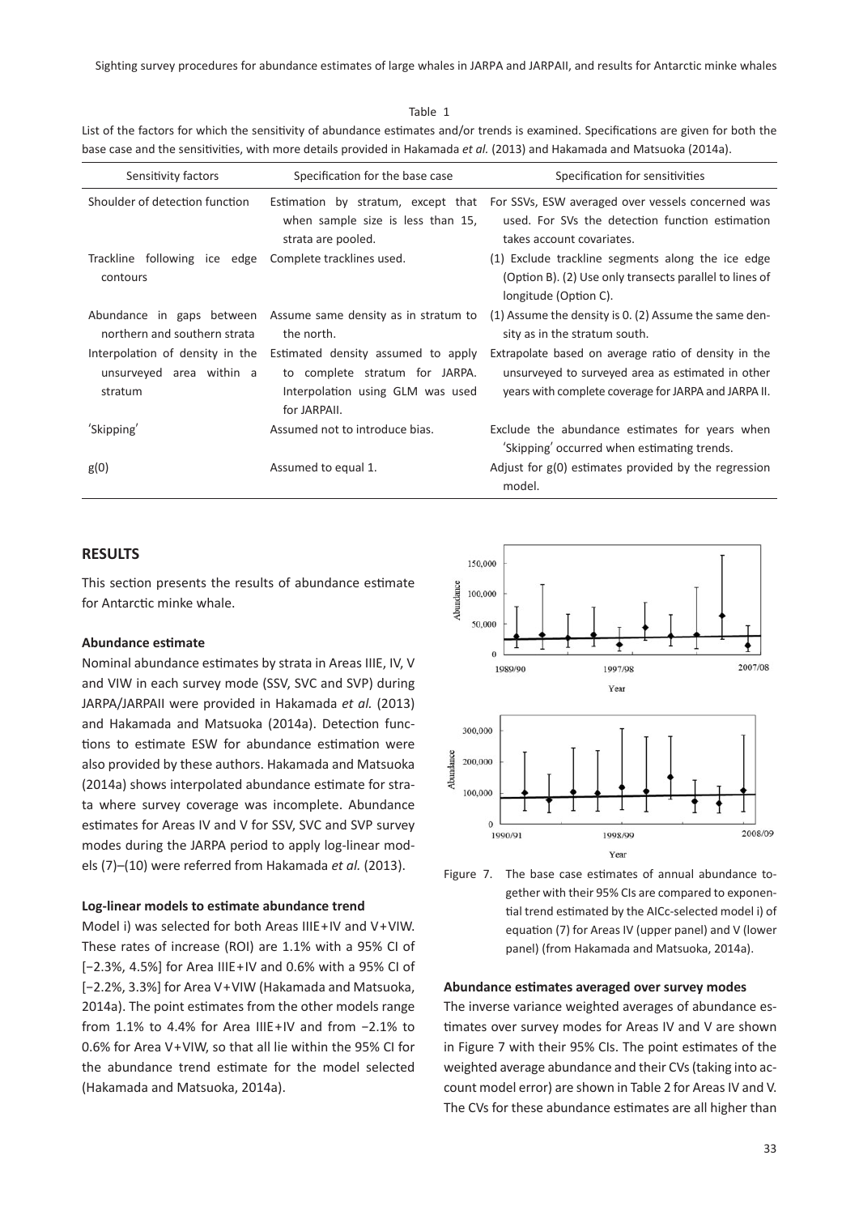Table 1

List of the factors for which the sensitivity of abundance estimates and/or trends is examined. Specifications are given for both the base case and the sensitivities, with more details provided in Hakamada *et al.* (2013) and Hakamada and Matsuoka (2014a).

| Sensitivity factors | Specification for the base case | Specification for sensitivities |
|---|---|---|
| Shoulder of detection function | Estimation by stratum, except that when sample size is less than 15, strata are pooled. | For SSVs, ESW averaged over vessels concerned was used. For SVs the detection function estimation takes account covariates. |
| Trackline following ice edge contours | Complete tracklines used. | (1) Exclude trackline segments along the ice edge (Option B). (2) Use only transects parallel to lines of longitude (Option C). |
| Abundance in gaps between northern and southern strata | Assume same density as in stratum to the north. | (1) Assume the density is 0. (2) Assume the same density as in the stratum south. |
| Interpolation of density in the unsurveyed area within a stratum | Estimated density assumed to apply to complete stratum for JARPA. Interpolation using GLM was used for JARPAII. | Extrapolate based on average ratio of density in the unsurveyed to surveyed area as estimated in other years with complete coverage for JARPA and JARPA II. |
| 'Skipping' | Assumed not to introduce bias. | Exclude the abundance estimates for years when 'Skipping' occurred when estimating trends. |
| g(0) | Assumed to equal 1. | Adjust for g(0) estimates provided by the regression model. |

## RESULTS

This section presents the results of abundance estimate for Antarctic minke whale.

### Abundance estimate

Nominal abundance estimates by strata in Areas IIIE, IV, V and VIW in each survey mode (SSV, SVC and SVP) during JARPA/JARPAII were provided in Hakamada *et al.* (2013) and Hakamada and Matsuoka (2014a). Detection functions to estimate ESW for abundance estimation were also provided by these authors. Hakamada and Matsuoka (2014a) shows interpolated abundance estimate for strata where survey coverage was incomplete. Abundance estimates for Areas IV and V for SSV, SVC and SVP survey modes during the JARPA period to apply log-linear models (7)–(10) were referred from Hakamada *et al.* (2013).

### Log-linear models to estimate abundance trend

Model i) was selected for both Areas IIIE+IV and V+VIW. These rates of increase (ROI) are 1.1% with a 95% CI of [−2.3%, 4.5%] for Area IIIE+IV and 0.6% with a 95% CI of [−2.2%, 3.3%] for Area V+VIW (Hakamada and Matsuoka, 2014a). The point estimates from the other models range from 1.1% to 4.4% for Area IIIE+IV and from −2.1% to 0.6% for Area V+VIW, so that all lie within the 95% CI for the abundance trend estimate for the model selected (Hakamada and Matsuoka, 2014a).

Figure 7. The base case estimates of annual abundance together with their 95% CIs are compared to exponential trend estimated by the AICc-selected model i) of equation (7) for Areas IV (upper panel) and V (lower panel) (from Hakamada and Matsuoka, 2014a).

### Abundance estimates averaged over survey modes

The inverse variance weighted averages of abundance estimates over survey modes for Areas IV and V are shown in Figure 7 with their 95% CIs. The point estimates of the weighted average abundance and their CVs (taking into account model error) are shown in Table 2 for Areas IV and V. The CVs for these abundance estimates are all higher than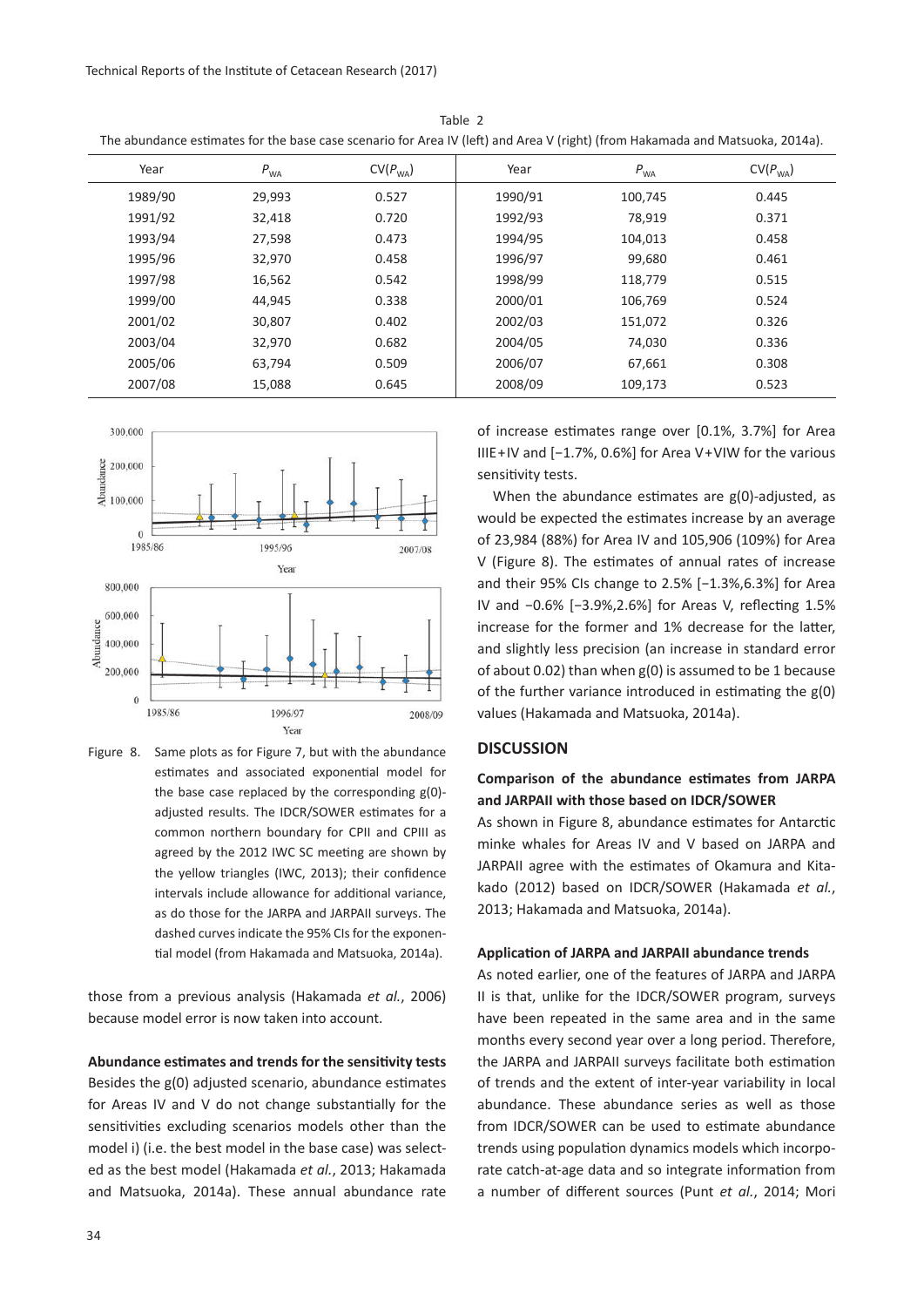Table 2

The abundance estimates for the base case scenario for Area IV (left) and Area V (right) (from Hakamada and Matsuoka, 2014a).

| Year | $P_{WA}$ | $CV(P_{WA})$ | Year | $P_{WA}$ | $CV(P_{WA})$ |
|---|---|---|---|---|---|
| 1989/90 | 29,993 | 0.527 | 1990/91 | 100,745 | 0.445 |
| 1991/92 | 32,418 | 0.720 | 1992/93 | 78,919 | 0.371 |
| 1993/94 | 27,598 | 0.473 | 1994/95 | 104,013 | 0.458 |
| 1995/96 | 32,970 | 0.458 | 1996/97 | 99,680 | 0.461 |
| 1997/98 | 16,562 | 0.542 | 1998/99 | 118,779 | 0.515 |
| 1999/00 | 44,945 | 0.338 | 2000/01 | 106,769 | 0.524 |
| 2001/02 | 30,807 | 0.402 | 2002/03 | 151,072 | 0.326 |
| 2003/04 | 32,970 | 0.682 | 2004/05 | 74,030 | 0.336 |
| 2005/06 | 63,794 | 0.509 | 2006/07 | 67,661 | 0.308 |
| 2007/08 | 15,088 | 0.645 | 2008/09 | 109,173 | 0.523 |

Figure 8. Same plots as for Figure 7, but with the abundance estimates and associated exponential model for the base case replaced by the corresponding g(0)-adjusted results. The IDCR/SOWER estimates for a common northern boundary for CPII and CPIII as agreed by the 2012 IWC SC meeting are shown by the yellow triangles (IWC, 2013); their confidence intervals include allowance for additional variance, as do those for the JARPA and JARPAII surveys. The dashed curves indicate the 95% CIs for the exponential model (from Hakamada and Matsuoka, 2014a).

those from a previous analysis (Hakamada *et al.*, 2006) because model error is now taken into account.

**Abundance estimates and trends for the sensitivity tests**

Besides the g(0) adjusted scenario, abundance estimates for Areas IV and V do not change substantially for the sensitivities excluding scenarios models other than the model i) (i.e. the best model in the base case) was selected as the best model (Hakamada *et al.*, 2013; Hakamada and Matsuoka, 2014a). These annual abundance rate of increase estimates range over [0.1%, 3.7%] for Area IIIE+IV and [−1.7%, 0.6%] for Area V+VIW for the various sensitivity tests.

When the abundance estimates are g(0)-adjusted, as would be expected the estimates increase by an average of 23,984 (88%) for Area IV and 105,906 (109%) for Area V (Figure 8). The estimates of annual rates of increase and their 95% CIs change to 2.5% [−1.3%,6.3%] for Area IV and −0.6% [−3.9%,2.6%] for Areas V, reflecting 1.5% increase for the former and 1% decrease for the latter, and slightly less precision (an increase in standard error of about 0.02) than when g(0) is assumed to be 1 because of the further variance introduced in estimating the g(0) values (Hakamada and Matsuoka, 2014a).

## DISCUSSION

### Comparison of the abundance estimates from JARPA and JARPAII with those based on IDCR/SOWER

As shown in Figure 8, abundance estimates for Antarctic minke whales for Areas IV and V based on JARPA and JARPAII agree with the estimates of Okamura and Kitakado (2012) based on IDCR/SOWER (Hakamada *et al.*, 2013; Hakamada and Matsuoka, 2014a).

**Application of JARPA and JARPAII abundance trends**

As noted earlier, one of the features of JARPA and JARPA II is that, unlike for the IDCR/SOWER program, surveys have been repeated in the same area and in the same months every second year over a long period. Therefore, the JARPA and JARPAII surveys facilitate both estimation of trends and the extent of inter-year variability in local abundance. These abundance series as well as those from IDCR/SOWER can be used to estimate abundance trends using population dynamics models which incorporate catch-at-age data and so integrate information from a number of different sources (Punt *et al.*, 2014; Mori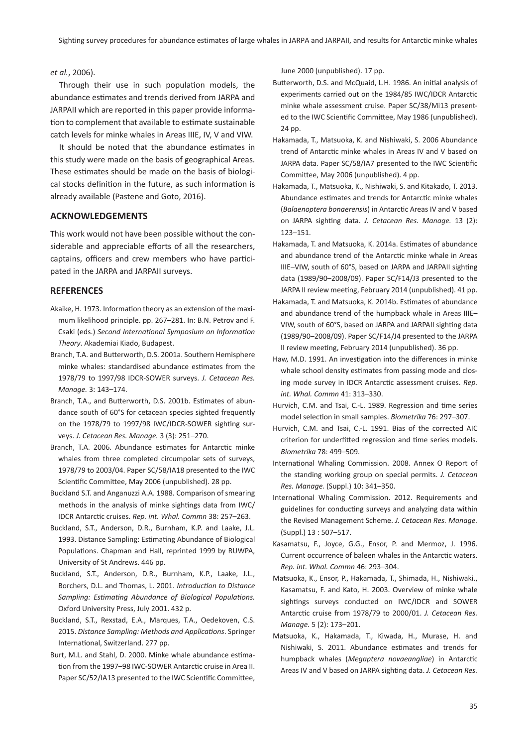*et al.*, 2006).

Through their use in such population models, the abundance estimates and trends derived from JARPA and JARPAII which are reported in this paper provide information to complement that available to estimate sustainable catch levels for minke whales in Areas IIIE, IV, V and VIW.

It should be noted that the abundance estimates in this study were made on the basis of geographical Areas. These estimates should be made on the basis of biological stocks definition in the future, as such information is already available (Pastene and Goto, 2016).

## ACKNOWLEDGEMENTS

This work would not have been possible without the considerable and appreciable efforts of all the researchers, captains, officers and crew members who have participated in the JARPA and JARPAII surveys.

## REFERENCES

Akaike, H. 1973. Information theory as an extension of the maximum likelihood principle. pp. 267–281. In: B.N. Petrov and F. Csaki (eds.) *Second International Symposium on Information Theory*. Akademiai Kiado, Budapest.

Branch, T.A. and Butterworth, D.S. 2001a. Southern Hemisphere minke whales: standardised abundance estimates from the 1978/79 to 1997/98 IDCR-SOWER surveys. *J. Cetacean Res. Manage.* 3: 143–174.

Branch, T.A., and Butterworth, D.S. 2001b. Estimates of abundance south of 60°S for cetacean species sighted frequently on the 1978/79 to 1997/98 IWC/IDCR-SOWER sighting surveys. *J. Cetacean Res. Manage.* 3 (3): 251–270.

Branch, T.A. 2006. Abundance estimates for Antarctic minke whales from three completed circumpolar sets of surveys, 1978/79 to 2003/04. Paper SC/58/IA18 presented to the IWC Scientific Committee, May 2006 (unpublished). 28 pp.

Buckland S.T. and Anganuzzi A.A. 1988. Comparison of smearing methods in the analysis of minke sightings data from IWC/IDCR Antarctic cruises. *Rep. int. Whal. Commn* 38: 257–263.

Buckland, S.T., Anderson, D.R., Burnham, K.P. and Laake, J.L. 1993. Distance Sampling: Estimating Abundance of Biological Populations. Chapman and Hall, reprinted 1999 by RUWPA, University of St Andrews. 446 pp.

Buckland, S.T., Anderson, D.R., Burnham, K.P., Laake, J.L., Borchers, D.L. and Thomas, L. 2001. *Introduction to Distance Sampling: Estimating Abundance of Biological Populations.* Oxford University Press, July 2001. 432 p.

Buckland, S.T., Rexstad, E.A., Marques, T.A., Oedekoven, C.S. 2015. *Distance Sampling: Methods and Applications*. Springer International, Switzerland. 277 pp.

Burt, M.L. and Stahl, D. 2000. Minke whale abundance estimation from the 1997–98 IWC-SOWER Antarctic cruise in Area II. Paper SC/52/IA13 presented to the IWC Scientific Committee, June 2000 (unpublished). 17 pp.

Butterworth, D.S. and McQuaid, L.H. 1986. An initial analysis of experiments carried out on the 1984/85 IWC/IDCR Antarctic minke whale assessment cruise. Paper SC/38/Mi13 presented to the IWC Scientific Committee, May 1986 (unpublished). 24 pp.

Hakamada, T., Matsuoka, K. and Nishiwaki, S. 2006 Abundance trend of Antarctic minke whales in Areas IV and V based on JARPA data. Paper SC/58/IA7 presented to the IWC Scientific Committee, May 2006 (unpublished). 4 pp.

Hakamada, T., Matsuoka, K., Nishiwaki, S. and Kitakado, T. 2013. Abundance estimates and trends for Antarctic minke whales (*Balaenoptera bonaerensis*) in Antarctic Areas IV and V based on JARPA sighting data. *J. Cetacean Res. Manage.* 13 (2): 123–151.

Hakamada, T. and Matsuoka, K. 2014a. Estimates of abundance and abundance trend of the Antarctic minke whale in Areas IIIE–VIW, south of 60°S, based on JARPA and JARPAII sighting data (1989/90–2008/09). Paper SC/F14/J3 presented to the JARPA II review meeting, February 2014 (unpublished). 41 pp.

Hakamada, T. and Matsuoka, K. 2014b. Estimates of abundance and abundance trend of the humpback whale in Areas IIIE–VIW, south of 60°S, based on JARPA and JARPAII sighting data (1989/90–2008/09). Paper SC/F14/J4 presented to the JARPA II review meeting, February 2014 (unpublished). 36 pp.

Haw, M.D. 1991. An investigation into the differences in minke whale school density estimates from passing mode and closing mode survey in IDCR Antarctic assessment cruises. *Rep. int. Whal. Commn* 41: 313–330.

Hurvich, C.M. and Tsai, C.-L. 1989. Regression and time series model selection in small samples. *Biometrika* 76: 297–307.

Hurvich, C.M. and Tsai, C.-L. 1991. Bias of the corrected AIC criterion for underfitted regression and time series models. *Biometrika* 78: 499–509.

International Whaling Commission. 2008. Annex O Report of the standing working group on special permits. *J. Cetacean Res. Manage.* (Suppl.) 10: 341–350.

International Whaling Commission. 2012. Requirements and guidelines for conducting surveys and analyzing data within the Revised Management Scheme. *J. Cetacean Res. Manage.* (Suppl.) 13 : 507–517.

Kasamatsu, F., Joyce, G.G., Ensor, P. and Mermoz, J. 1996. Current occurrence of baleen whales in the Antarctic waters. *Rep. int. Whal. Commn* 46: 293–304.

Matsuoka, K., Ensor, P., Hakamada, T., Shimada, H., Nishiwaki., Kasamatsu, F. and Kato, H. 2003. Overview of minke whale sightings surveys conducted on IWC/IDCR and SOWER Antarctic cruise from 1978/79 to 2000/01. *J. Cetacean Res. Manage.* 5 (2): 173–201.

Matsuoka, K., Hakamada, T., Kiwada, H., Murase, H. and Nishiwaki, S. 2011. Abundance estimates and trends for humpback whales (*Megaptera novaeangliae*) in Antarctic Areas IV and V based on JARPA sighting data. *J. Cetacean Res.*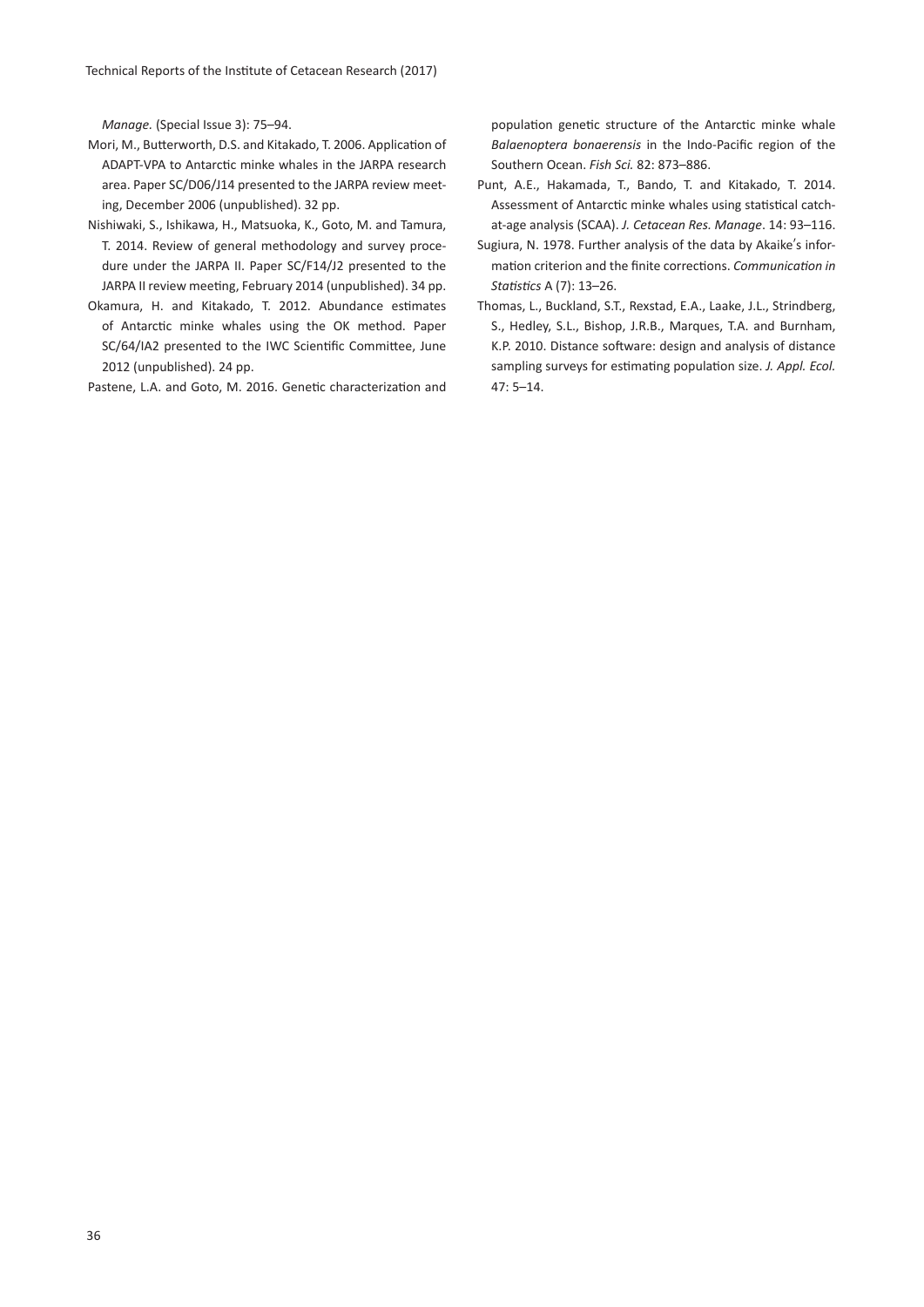*Manage.* (Special Issue 3): 75–94.

Mori, M., Butterworth, D.S. and Kitakado, T. 2006. Application of ADAPT-VPA to Antarctic minke whales in the JARPA research area. Paper SC/D06/J14 presented to the JARPA review meeting, December 2006 (unpublished). 32 pp.

Nishiwaki, S., Ishikawa, H., Matsuoka, K., Goto, M. and Tamura, T. 2014. Review of general methodology and survey procedure under the JARPA II. Paper SC/F14/J2 presented to the JARPA II review meeting, February 2014 (unpublished). 34 pp.

Okamura, H. and Kitakado, T. 2012. Abundance estimates of Antarctic minke whales using the OK method. Paper SC/64/IA2 presented to the IWC Scientific Committee, June 2012 (unpublished). 24 pp.

Pastene, L.A. and Goto, M. 2016. Genetic characterization and population genetic structure of the Antarctic minke whale *Balaenoptera bonaerensis* in the Indo-Pacific region of the Southern Ocean. *Fish Sci.* 82: 873–886.

Punt, A.E., Hakamada, T., Bando, T. and Kitakado, T. 2014. Assessment of Antarctic minke whales using statistical catch-at-age analysis (SCAA). *J. Cetacean Res. Manage*. 14: 93–116.

Sugiura, N. 1978. Further analysis of the data by Akaike's information criterion and the finite corrections. *Communication in Statistics* A (7): 13–26.

Thomas, L., Buckland, S.T., Rexstad, E.A., Laake, J.L., Strindberg, S., Hedley, S.L., Bishop, J.R.B., Marques, T.A. and Burnham, K.P. 2010. Distance software: design and analysis of distance sampling surveys for estimating population size. *J. Appl. Ecol.* 47: 5–14.